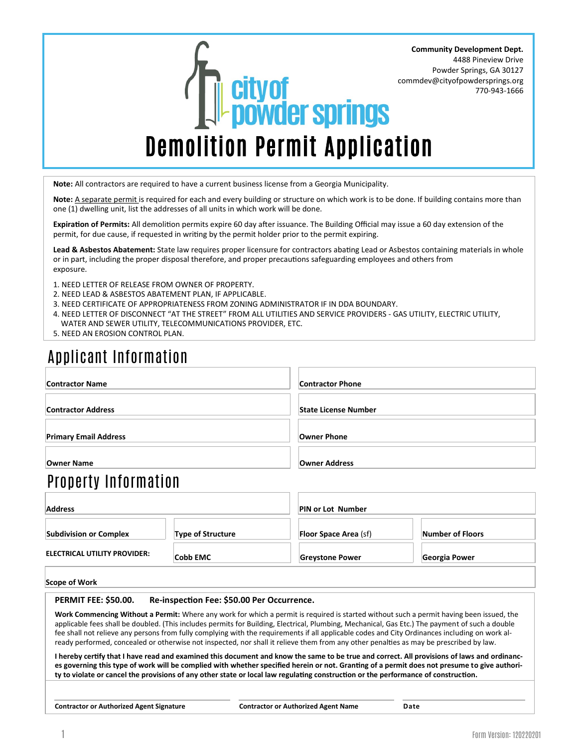**Community Development Dept.**
4488 Pineview Drive
Powder Springs, GA 30127
commdev@cityofpowdersprings.org
770-943-1666

city of powder springs

# Demolition Permit Application

**Note:** All contractors are required to have a current business license from a Georgia Municipality.

**Note:** A separate permit is required for each and every building or structure on which work is to be done. If building contains more than one (1) dwelling unit, list the addresses of all units in which work will be done.

**Expiration of Permits:** All demolition permits expire 60 day after issuance. The Building Official may issue a 60 day extension of the permit, for due cause, if requested in writing by the permit holder prior to the permit expiring.

**Lead & Asbestos Abatement:** State law requires proper licensure for contractors abating Lead or Asbestos containing materials in whole or in part, including the proper disposal therefore, and proper precautions safeguarding employees and others from exposure.

1. NEED LETTER OF RELEASE FROM OWNER OF PROPERTY.
2. NEED LEAD & ASBESTOS ABATEMENT PLAN, IF APPLICABLE.
3. NEED CERTIFICATE OF APPROPRIATENESS FROM ZONING ADMINISTRATOR IF IN DDA BOUNDARY.
4. NEED LETTER OF DISCONNECT "AT THE STREET" FROM ALL UTILITIES AND SERVICE PROVIDERS - GAS UTILITY, ELECTRIC UTILITY, WATER AND SEWER UTILITY, TELECOMMUNICATIONS PROVIDER, ETC.
5. NEED AN EROSION CONTROL PLAN.

## Applicant Information

| | |
|---|---|
| **Contractor Name** | **Contractor Phone** |
| **Contractor Address** | **State License Number** |
| **Primary Email Address** | **Owner Phone** |
| **Owner Name** | **Owner Address** |

## Property Information

| | | | |
|---|---|---|---|
| **Address** | | **PIN or Lot Number** | |
| **Subdivision or Complex** | **Type of Structure** | **Floor Space Area** (sf) | **Number of Floors** |
| **ELECTRICAL UTILITY PROVIDER:** | **Cobb EMC** | **Greystone Power** | **Georgia Power** |

**Scope of Work**

**PERMIT FEE: $50.00.** **Re-inspection Fee: $50.00 Per Occurrence.**

**Work Commencing Without a Permit:** Where any work for which a permit is required is started without such a permit having been issued, the applicable fees shall be doubled. (This includes permits for Building, Electrical, Plumbing, Mechanical, Gas Etc.) The payment of such a double fee shall not relieve any persons from fully complying with the requirements if all applicable codes and City Ordinances including on work already performed, concealed or otherwise not inspected, nor shall it relieve them from any other penalties as may be prescribed by law.

**I hereby certify that I have read and examined this document and know the same to be true and correct. All provisions of laws and ordinances governing this type of work will be complied with whether specified herein or not. Granting of a permit does not presume to give authority to violate or cancel the provisions of any other state or local law regulating construction or the performance of construction.**

| **Contractor or Authorized Agent Signature** | **Contractor or Authorized Agent Name** | **Date** |
|---|---|---|

Form Version: 120220201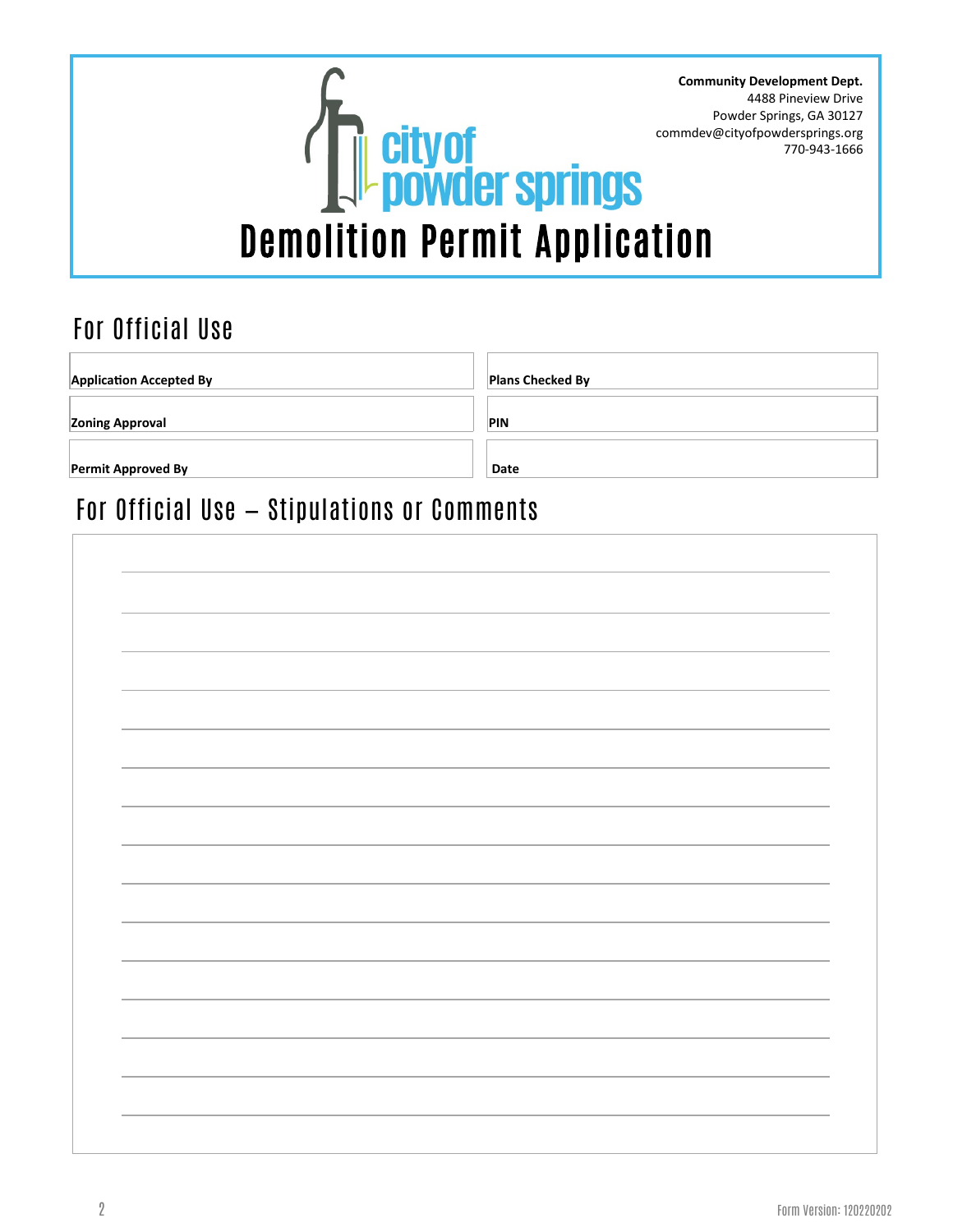**Community Development Dept.**
4488 Pineview Drive
Powder Springs, GA 30127
commdev@cityofpowdersprings.org
770-943-1666

city of powder springs

# Demolition Permit Application

## For Official Use

| | |
|---|---|
| **Application Accepted By** | **Plans Checked By** |
| **Zoning Approval** | **PIN** |
| **Permit Approved By** | **Date** |

## For Official Use – Stipulations or Comments

Form Version: 120220202